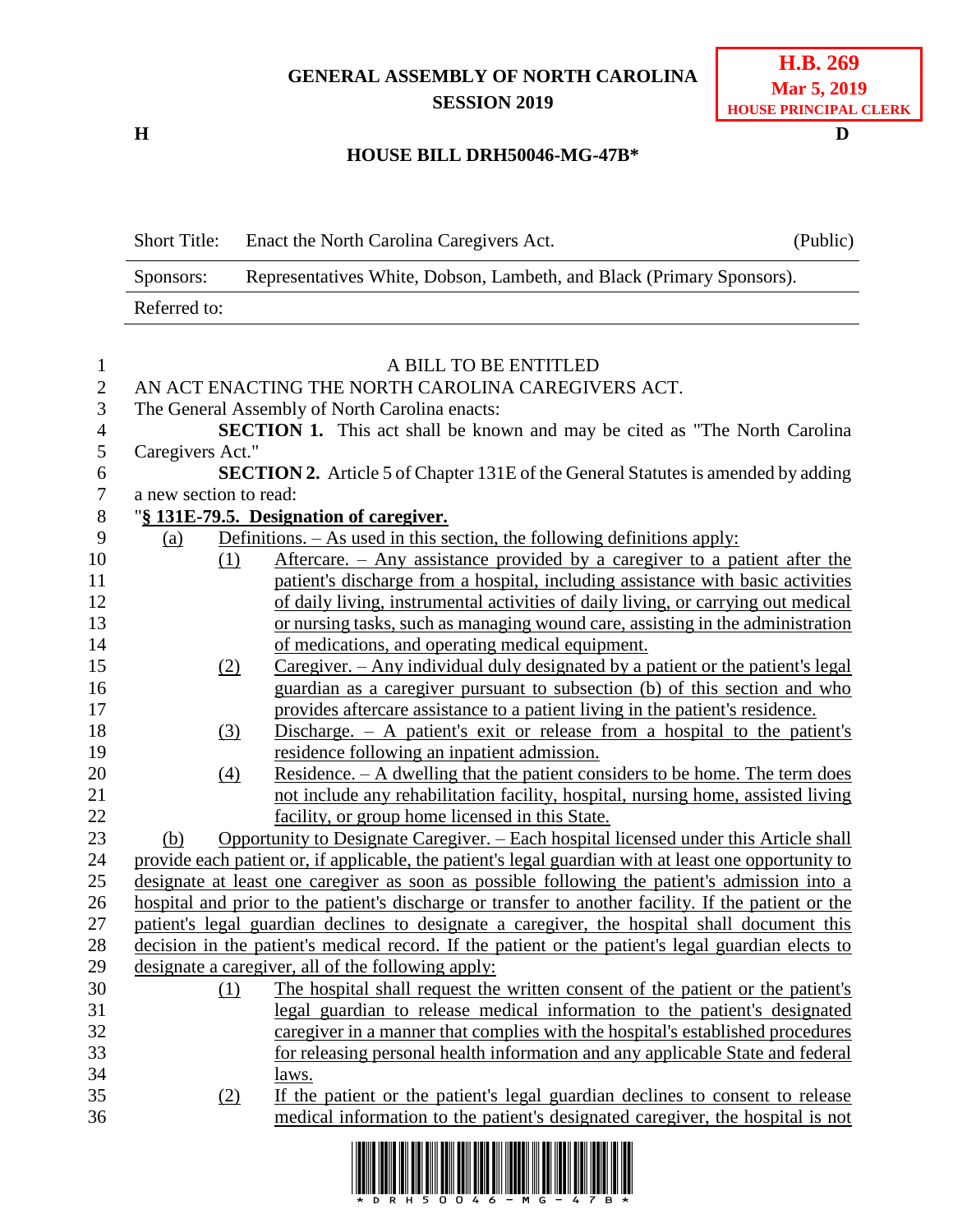**GENERAL ASSEMBLY OF NORTH CAROLINA**
**SESSION 2019**

**H.B. 269**
**Mar 5, 2019**
**HOUSE PRINCIPAL CLERK**

**H** **D**

# HOUSE BILL DRH50046-MG-47B*

| Short Title: | Enact the North Carolina Caregivers Act. | (Public) |
|---|---|---|
| Sponsors: | Representatives White, Dobson, Lambeth, and Black (Primary Sponsors). | |
| Referred to: | | |

A BILL TO BE ENTITLED

AN ACT ENACTING THE NORTH CAROLINA CAREGIVERS ACT.

The General Assembly of North Carolina enacts:

**SECTION 1.** This act shall be known and may be cited as "The North Carolina Caregivers Act."

**SECTION 2.** Article 5 of Chapter 131E of the General Statutes is amended by adding a new section to read:

"**§ 131E-79.5. Designation of caregiver.**

(a) Definitions. – As used in this section, the following definitions apply:

(1) Aftercare. – Any assistance provided by a caregiver to a patient after the patient's discharge from a hospital, including assistance with basic activities of daily living, instrumental activities of daily living, or carrying out medical or nursing tasks, such as managing wound care, assisting in the administration of medications, and operating medical equipment.

(2) Caregiver. – Any individual duly designated by a patient or the patient's legal guardian as a caregiver pursuant to subsection (b) of this section and who provides aftercare assistance to a patient living in the patient's residence.

(3) Discharge. – A patient's exit or release from a hospital to the patient's residence following an inpatient admission.

(4) Residence. – A dwelling that the patient considers to be home. The term does not include any rehabilitation facility, hospital, nursing home, assisted living facility, or group home licensed in this State.

(b) Opportunity to Designate Caregiver. – Each hospital licensed under this Article shall provide each patient or, if applicable, the patient's legal guardian with at least one opportunity to designate at least one caregiver as soon as possible following the patient's admission into a hospital and prior to the patient's discharge or transfer to another facility. If the patient or the patient's legal guardian declines to designate a caregiver, the hospital shall document this decision in the patient's medical record. If the patient or the patient's legal guardian elects to designate a caregiver, all of the following apply:

(1) The hospital shall request the written consent of the patient or the patient's legal guardian to release medical information to the patient's designated caregiver in a manner that complies with the hospital's established procedures for releasing personal health information and any applicable State and federal laws.

(2) If the patient or the patient's legal guardian declines to consent to release medical information to the patient's designated caregiver, the hospital is not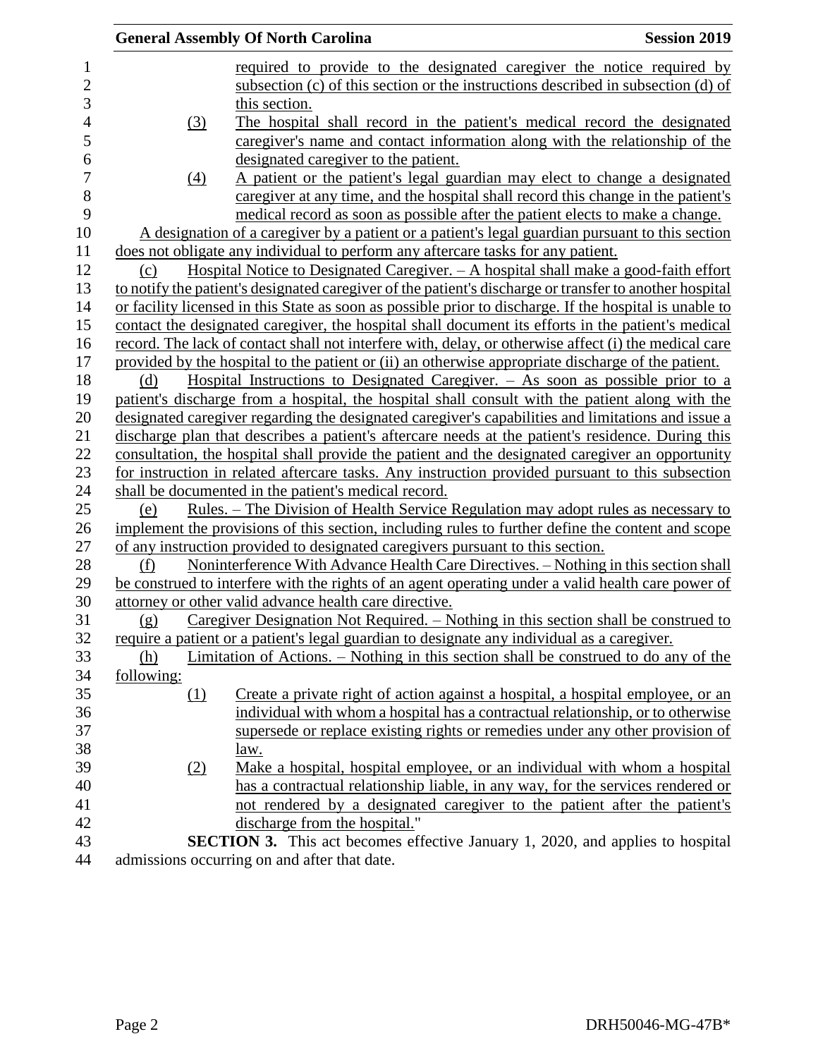required to provide to the designated caregiver the notice required by subsection (c) of this section or the instructions described in subsection (d) of this section.

(3) The hospital shall record in the patient's medical record the designated caregiver's name and contact information along with the relationship of the designated caregiver to the patient.

(4) A patient or the patient's legal guardian may elect to change a designated caregiver at any time, and the hospital shall record this change in the patient's medical record as soon as possible after the patient elects to make a change.

A designation of a caregiver by a patient or a patient's legal guardian pursuant to this section does not obligate any individual to perform any aftercare tasks for any patient.

(c) Hospital Notice to Designated Caregiver. – A hospital shall make a good-faith effort to notify the patient's designated caregiver of the patient's discharge or transfer to another hospital or facility licensed in this State as soon as possible prior to discharge. If the hospital is unable to contact the designated caregiver, the hospital shall document its efforts in the patient's medical record. The lack of contact shall not interfere with, delay, or otherwise affect (i) the medical care provided by the hospital to the patient or (ii) an otherwise appropriate discharge of the patient.

(d) Hospital Instructions to Designated Caregiver. – As soon as possible prior to a patient's discharge from a hospital, the hospital shall consult with the patient along with the designated caregiver regarding the designated caregiver's capabilities and limitations and issue a discharge plan that describes a patient's aftercare needs at the patient's residence. During this consultation, the hospital shall provide the patient and the designated caregiver an opportunity for instruction in related aftercare tasks. Any instruction provided pursuant to this subsection shall be documented in the patient's medical record.

(e) Rules. – The Division of Health Service Regulation may adopt rules as necessary to implement the provisions of this section, including rules to further define the content and scope of any instruction provided to designated caregivers pursuant to this section.

(f) Noninterference With Advance Health Care Directives. – Nothing in this section shall be construed to interfere with the rights of an agent operating under a valid health care power of attorney or other valid advance health care directive.

(g) Caregiver Designation Not Required. – Nothing in this section shall be construed to require a patient or a patient's legal guardian to designate any individual as a caregiver.

(h) Limitation of Actions. – Nothing in this section shall be construed to do any of the following:

(1) Create a private right of action against a hospital, a hospital employee, or an individual with whom a hospital has a contractual relationship, or to otherwise supersede or replace existing rights or remedies under any other provision of law.

(2) Make a hospital, hospital employee, or an individual with whom a hospital has a contractual relationship liable, in any way, for the services rendered or not rendered by a designated caregiver to the patient after the patient's discharge from the hospital."

**SECTION 3.** This act becomes effective January 1, 2020, and applies to hospital admissions occurring on and after that date.